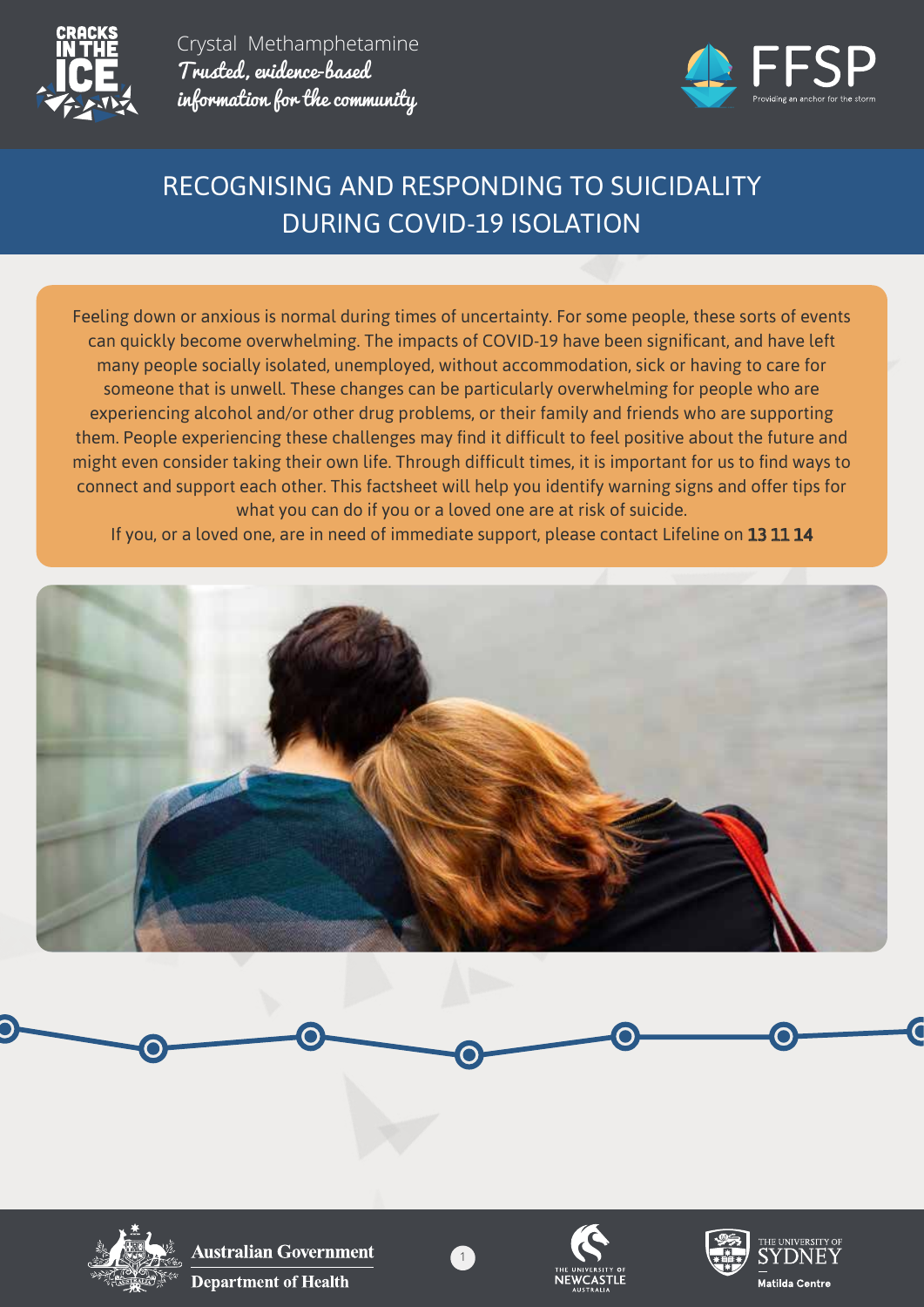Crystal Methamphetamine

*Trusted, evidence-based information for the community*

# RECOGNISING AND RESPONDING TO SUICIDALITY DURING COVID-19 ISOLATION

Feeling down or anxious is normal during times of uncertainty. For some people, these sorts of events can quickly become overwhelming. The impacts of COVID-19 have been significant, and have left many people socially isolated, unemployed, without accommodation, sick or having to care for someone that is unwell. These changes can be particularly overwhelming for people who are experiencing alcohol and/or other drug problems, or their family and friends who are supporting them. People experiencing these challenges may find it difficult to feel positive about the future and might even consider taking their own life. Through difficult times, it is important for us to find ways to connect and support each other. This factsheet will help you identify warning signs and offer tips for what you can do if you or a loved one are at risk of suicide.

If you, or a loved one, are in need of immediate support, please contact Lifeline on **13 11 14**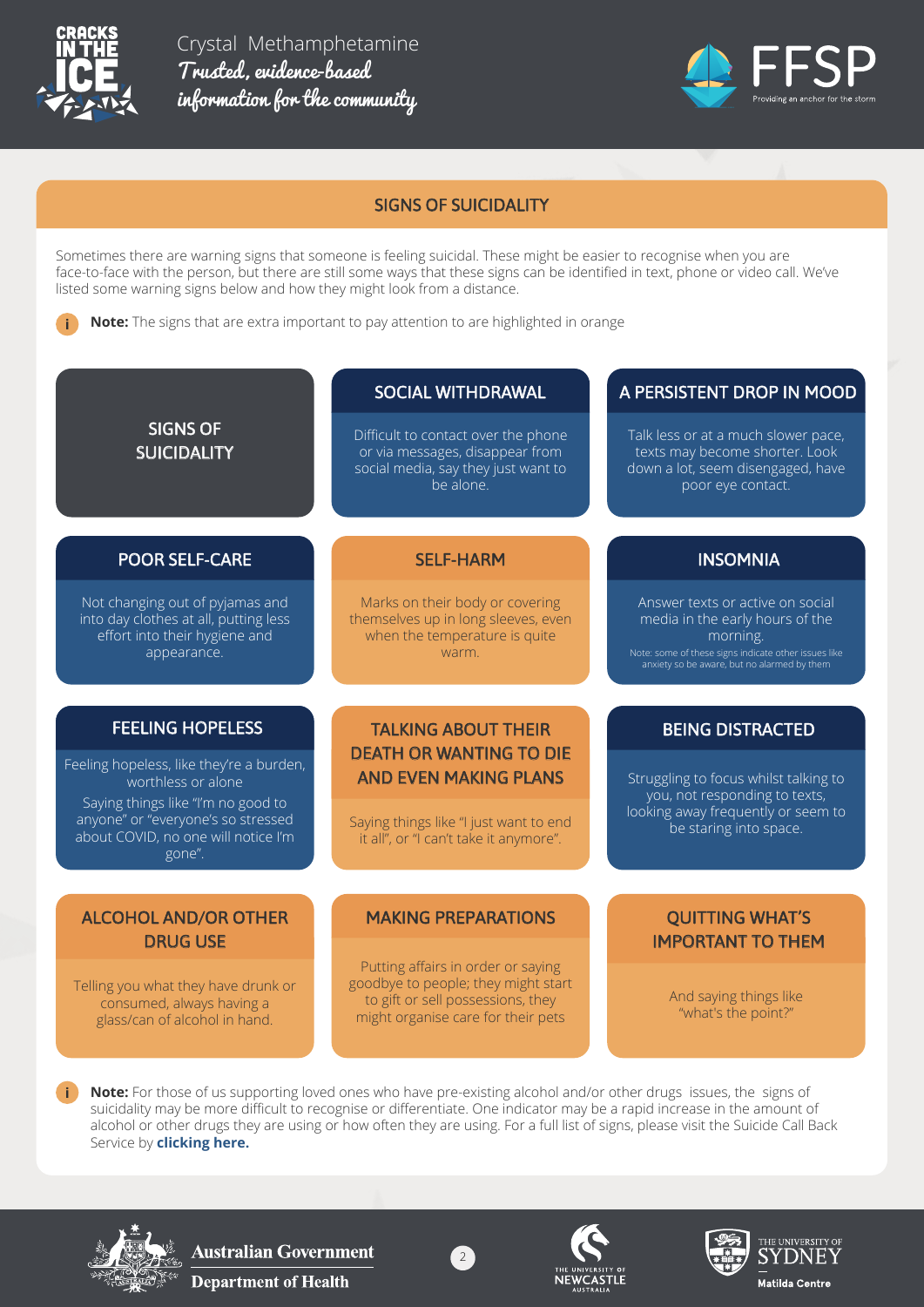## SIGNS OF SUICIDALITY

Sometimes there are warning signs that someone is feeling suicidal. These might be easier to recognise when you are face-to-face with the person, but there are still some ways that these signs can be identified in text, phone or video call. We've listed some warning signs below and how they might look from a distance.

**Note:** The signs that are extra important to pay attention to are highlighted in orange

### SIGNS OF SUICIDALITY

### SOCIAL WITHDRAWAL

Difficult to contact over the phone or via messages, disappear from social media, say they just want to be alone.

### A PERSISTENT DROP IN MOOD

Talk less or at a much slower pace, texts may become shorter. Look down a lot, seem disengaged, have poor eye contact.

### POOR SELF-CARE

Not changing out of pyjamas and into day clothes at all, putting less effort into their hygiene and appearance.

### SELF-HARM

Marks on their body or covering themselves up in long sleeves, even when the temperature is quite warm.

### INSOMNIA

Answer texts or active on social media in the early hours of the morning.

Note: some of these signs indicate other issues like anxiety so be aware, but no alarmed by them

### FEELING HOPELESS

Feeling hopeless, like they're a burden, worthless or alone

Saying things like "I'm no good to anyone" or "everyone's so stressed about COVID, no one will notice I'm gone".

### TALKING ABOUT THEIR DEATH OR WANTING TO DIE AND EVEN MAKING PLANS

Saying things like "I just want to end it all", or "I can't take it anymore".

### BEING DISTRACTED

Struggling to focus whilst talking to you, not responding to texts, looking away frequently or seem to be staring into space.

### ALCOHOL AND/OR OTHER DRUG USE

Telling you what they have drunk or consumed, always having a glass/can of alcohol in hand.

### MAKING PREPARATIONS

Putting affairs in order or saying goodbye to people; they might start to gift or sell possessions, they might organise care for their pets

### QUITTING WHAT'S IMPORTANT TO THEM

And saying things like "what's the point?"

**Note:** For those of us supporting loved ones who have pre-existing alcohol and/or other drugs issues, the signs of suicidality may be more difficult to recognise or differentiate. One indicator may be a rapid increase in the amount of alcohol or other drugs they are using or how often they are using. For a full list of signs, please visit the Suicide Call Back Service by **clicking here.**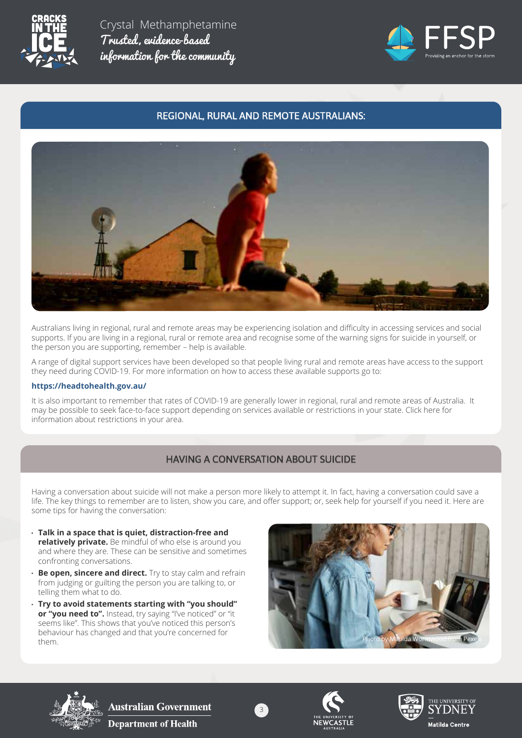## REGIONAL, RURAL AND REMOTE AUSTRALIANS:

Australians living in regional, rural and remote areas may be experiencing isolation and difficulty in accessing services and social supports. If you are living in a regional, rural or remote area and recognise some of the warning signs for suicide in yourself, or the person you are supporting, remember – help is available.

A range of digital support services have been developed so that people living rural and remote areas have access to the support they need during COVID-19. For more information on how to access these available supports go to:

**https://headtohealth.gov.au/**

It is also important to remember that rates of COVID-19 are generally lower in regional, rural and remote areas of Australia. It may be possible to seek face-to-face support depending on services available or restrictions in your state. Click here for information about restrictions in your area.

## HAVING A CONVERSATION ABOUT SUICIDE

Having a conversation about suicide will not make a person more likely to attempt it. In fact, having a conversation could save a life. The key things to remember are to listen, show you care, and offer support; or, seek help for yourself if you need it. Here are some tips for having the conversation:

- **Talk in a space that is quiet, distraction-free and relatively private.** Be mindful of who else is around you and where they are. These can be sensitive and sometimes confronting conversations.
- **Be open, sincere and direct.** Try to stay calm and refrain from judging or guilting the person you are talking to, or telling them what to do.
- **Try to avoid statements starting with "you should" or "you need to".** Instead, try saying "I've noticed" or "it seems like". This shows that you've noticed this person's behaviour has changed and that you're concerned for them.

Photo by Matilda Wormwood from Pexels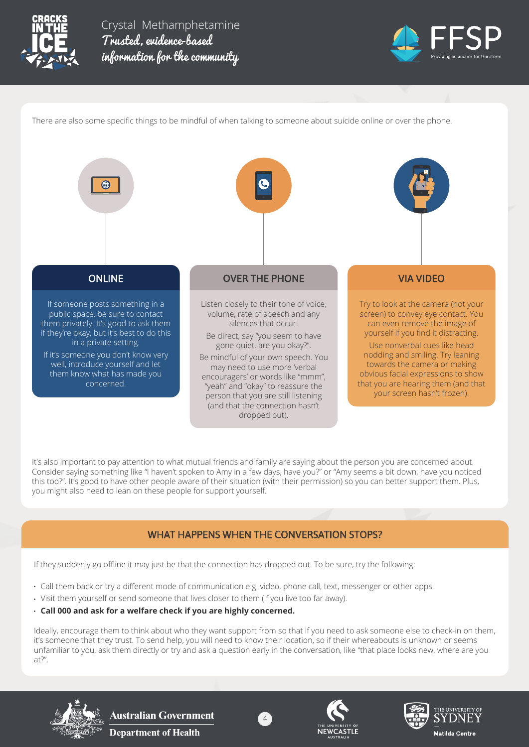There are also some specific things to be mindful of when talking to someone about suicide online or over the phone.

### ONLINE

If someone posts something in a public space, be sure to contact them privately. It's good to ask them if they're okay, but it's best to do this in a private setting.

If it's someone you don't know very well, introduce yourself and let them know what has made you concerned.

### OVER THE PHONE

Listen closely to their tone of voice, volume, rate of speech and any silences that occur.

Be direct, say "you seem to have gone quiet, are you okay?".

Be mindful of your own speech. You may need to use more 'verbal encouragers' or words like "mmm", "yeah" and "okay" to reassure the person that you are still listening (and that the connection hasn't dropped out).

### VIA VIDEO

Try to look at the camera (not your screen) to convey eye contact. You can even remove the image of yourself if you find it distracting.

Use nonverbal cues like head nodding and smiling. Try leaning towards the camera or making obvious facial expressions to show that you are hearing them (and that your screen hasn't frozen).

It's also important to pay attention to what mutual friends and family are saying about the person you are concerned about. Consider saying something like "I haven't spoken to Amy in a few days, have you?" or "Amy seems a bit down, have you noticed this too?". It's good to have other people aware of their situation (with their permission) so you can better support them. Plus, you might also need to lean on these people for support yourself.

## WHAT HAPPENS WHEN THE CONVERSATION STOPS?

If they suddenly go offline it may just be that the connection has dropped out. To be sure, try the following:

- Call them back or try a different mode of communication e.g. video, phone call, text, messenger or other apps.
- Visit them yourself or send someone that lives closer to them (if you live too far away).
- **Call 000 and ask for a welfare check if you are highly concerned.**

Ideally, encourage them to think about who they want support from so that if you need to ask someone else to check-in on them, it's someone that they trust. To send help, you will need to know their location, so if their whereabouts is unknown or seems unfamiliar to you, ask them directly or try and ask a question early in the conversation, like "that place looks new, where are you at?".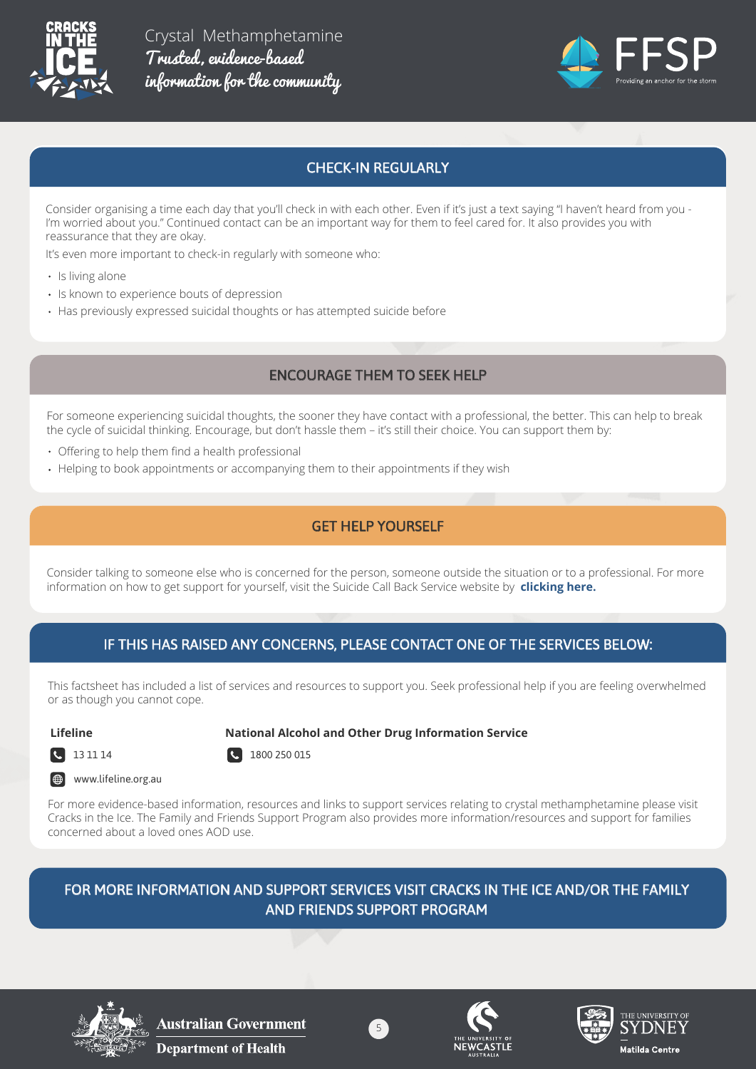## CHECK-IN REGULARLY

Consider organising a time each day that you'll check in with each other. Even if it's just a text saying "I haven't heard from you - I'm worried about you." Continued contact can be an important way for them to feel cared for. It also provides you with reassurance that they are okay.

It's even more important to check-in regularly with someone who:

- Is living alone
- Is known to experience bouts of depression
- Has previously expressed suicidal thoughts or has attempted suicide before

## ENCOURAGE THEM TO SEEK HELP

For someone experiencing suicidal thoughts, the sooner they have contact with a professional, the better. This can help to break the cycle of suicidal thinking. Encourage, but don't hassle them – it's still their choice. You can support them by:

- Offering to help them find a health professional
- Helping to book appointments or accompanying them to their appointments if they wish

## GET HELP YOURSELF

Consider talking to someone else who is concerned for the person, someone outside the situation or to a professional. For more information on how to get support for yourself, visit the Suicide Call Back Service website by **clicking here.**

## IF THIS HAS RAISED ANY CONCERNS, PLEASE CONTACT ONE OF THE SERVICES BELOW:

This factsheet has included a list of services and resources to support you. Seek professional help if you are feeling overwhelmed or as though you cannot cope.

**Lifeline**

13 11 14

www.lifeline.org.au

**National Alcohol and Other Drug Information Service**

1800 250 015

For more evidence-based information, resources and links to support services relating to crystal methamphetamine please visit Cracks in the Ice. The Family and Friends Support Program also provides more information/resources and support for families concerned about a loved ones AOD use.

## FOR MORE INFORMATION AND SUPPORT SERVICES VISIT CRACKS IN THE ICE AND/OR THE FAMILY AND FRIENDS SUPPORT PROGRAM